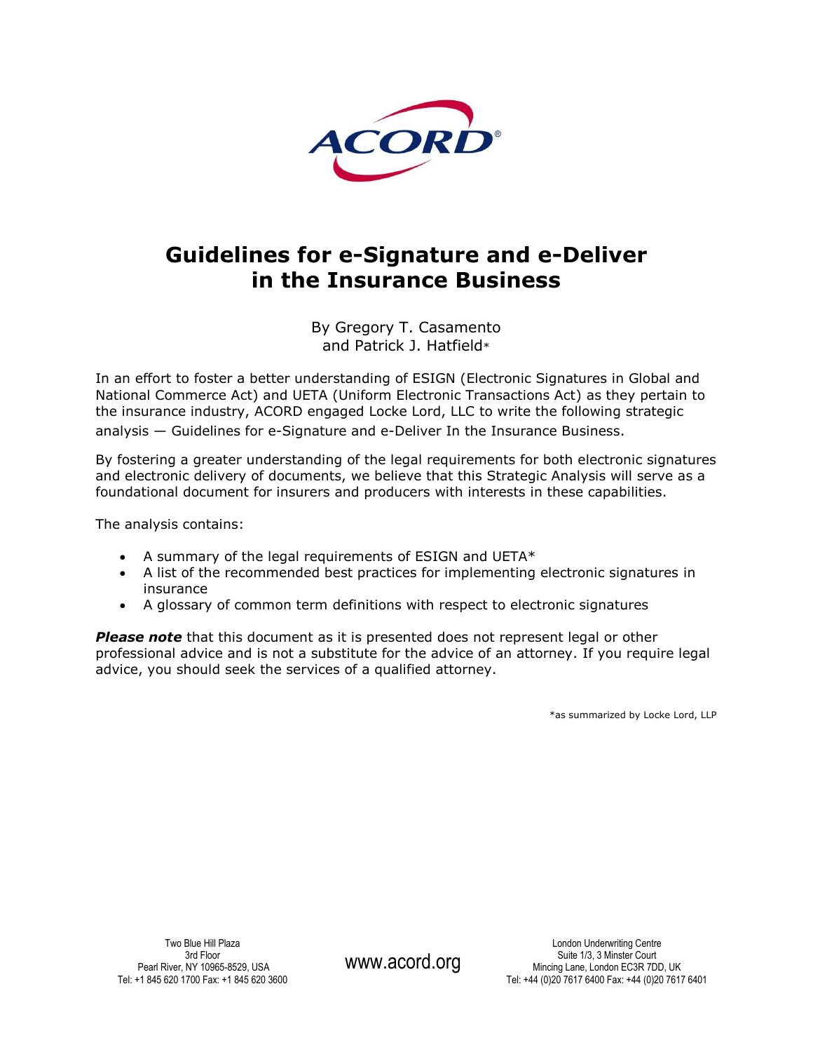# Guidelines for e-Signature and e-Deliver in the Insurance Business

By Gregory T. Casamento and Patrick J. Hatfield*

In an effort to foster a better understanding of ESIGN (Electronic Signatures in Global and National Commerce Act) and UETA (Uniform Electronic Transactions Act) as they pertain to the insurance industry, ACORD engaged Locke Lord, LLC to write the following strategic analysis — Guidelines for e-Signature and e-Deliver In the Insurance Business.

By fostering a greater understanding of the legal requirements for both electronic signatures and electronic delivery of documents, we believe that this Strategic Analysis will serve as a foundational document for insurers and producers with interests in these capabilities.

The analysis contains:

- A summary of the legal requirements of ESIGN and UETA*
- A list of the recommended best practices for implementing electronic signatures in insurance
- A glossary of common term definitions with respect to electronic signatures

***Please note*** that this document as it is presented does not represent legal or other professional advice and is not a substitute for the advice of an attorney. If you require legal advice, you should seek the services of a qualified attorney.

*as summarized by Locke Lord, LLP

Two Blue Hill Plaza
3rd Floor
Pearl River, NY 10965-8529, USA
Tel: +1 845 620 1700 Fax: +1 845 620 3600

www.acord.org

London Underwriting Centre
Suite 1/3, 3 Minster Court
Mincing Lane, London EC3R 7DD, UK
Tel: +44 (0)20 7617 6400 Fax: +44 (0)20 7617 6401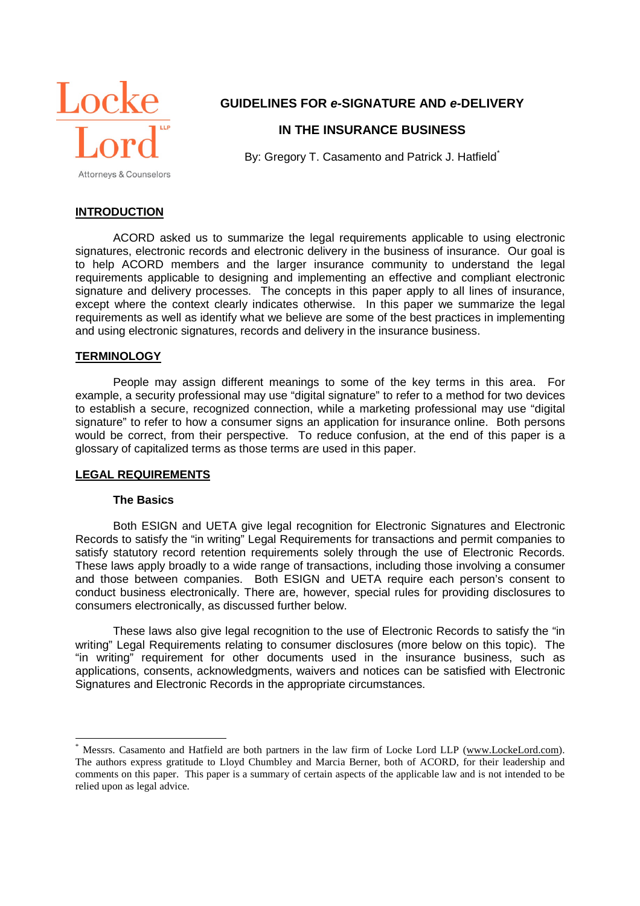Locke Lord LLP Attorneys & Counselors

# GUIDELINES FOR *e*-SIGNATURE AND *e*-DELIVERY IN THE INSURANCE BUSINESS

By: Gregory T. Casamento and Patrick J. Hatfield*

## INTRODUCTION

ACORD asked us to summarize the legal requirements applicable to using electronic signatures, electronic records and electronic delivery in the business of insurance. Our goal is to help ACORD members and the larger insurance community to understand the legal requirements applicable to designing and implementing an effective and compliant electronic signature and delivery processes. The concepts in this paper apply to all lines of insurance, except where the context clearly indicates otherwise. In this paper we summarize the legal requirements as well as identify what we believe are some of the best practices in implementing and using electronic signatures, records and delivery in the insurance business.

## TERMINOLOGY

People may assign different meanings to some of the key terms in this area. For example, a security professional may use "digital signature" to refer to a method for two devices to establish a secure, recognized connection, while a marketing professional may use "digital signature" to refer to how a consumer signs an application for insurance online. Both persons would be correct, from their perspective. To reduce confusion, at the end of this paper is a glossary of capitalized terms as those terms are used in this paper.

## LEGAL REQUIREMENTS

### The Basics

Both ESIGN and UETA give legal recognition for Electronic Signatures and Electronic Records to satisfy the "in writing" Legal Requirements for transactions and permit companies to satisfy statutory record retention requirements solely through the use of Electronic Records. These laws apply broadly to a wide range of transactions, including those involving a consumer and those between companies. Both ESIGN and UETA require each person's consent to conduct business electronically. There are, however, special rules for providing disclosures to consumers electronically, as discussed further below.

These laws also give legal recognition to the use of Electronic Records to satisfy the "in writing" Legal Requirements relating to consumer disclosures (more below on this topic). The "in writing" requirement for other documents used in the insurance business, such as applications, consents, acknowledgments, waivers and notices can be satisfied with Electronic Signatures and Electronic Records in the appropriate circumstances.

---

* Messrs. Casamento and Hatfield are both partners in the law firm of Locke Lord LLP (www.LockeLord.com). The authors express gratitude to Lloyd Chumbley and Marcia Berner, both of ACORD, for their leadership and comments on this paper. This paper is a summary of certain aspects of the applicable law and is not intended to be relied upon as legal advice.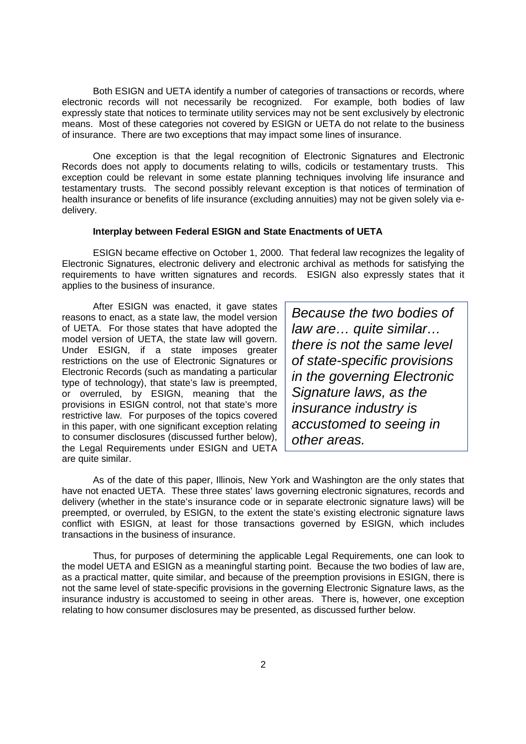Both ESIGN and UETA identify a number of categories of transactions or records, where electronic records will not necessarily be recognized. For example, both bodies of law expressly state that notices to terminate utility services may not be sent exclusively by electronic means. Most of these categories not covered by ESIGN or UETA do not relate to the business of insurance. There are two exceptions that may impact some lines of insurance.

One exception is that the legal recognition of Electronic Signatures and Electronic Records does not apply to documents relating to wills, codicils or testamentary trusts. This exception could be relevant in some estate planning techniques involving life insurance and testamentary trusts. The second possibly relevant exception is that notices of termination of health insurance or benefits of life insurance (excluding annuities) may not be given solely via e-delivery.

**Interplay between Federal ESIGN and State Enactments of UETA**

ESIGN became effective on October 1, 2000. That federal law recognizes the legality of Electronic Signatures, electronic delivery and electronic archival as methods for satisfying the requirements to have written signatures and records. ESIGN also expressly states that it applies to the business of insurance.

After ESIGN was enacted, it gave states reasons to enact, as a state law, the model version of UETA. For those states that have adopted the model version of UETA, the state law will govern. Under ESIGN, if a state imposes greater restrictions on the use of Electronic Signatures or Electronic Records (such as mandating a particular type of technology), that state's law is preempted, or overruled, by ESIGN, meaning that the provisions in ESIGN control, not that state's more restrictive law. For purposes of the topics covered in this paper, with one significant exception relating to consumer disclosures (discussed further below), the Legal Requirements under ESIGN and UETA are quite similar.

> *Because the two bodies of law are… quite similar… there is not the same level of state-specific provisions in the governing Electronic Signature laws, as the insurance industry is accustomed to seeing in other areas.*

As of the date of this paper, Illinois, New York and Washington are the only states that have not enacted UETA. These three states' laws governing electronic signatures, records and delivery (whether in the state's insurance code or in separate electronic signature laws) will be preempted, or overruled, by ESIGN, to the extent the state's existing electronic signature laws conflict with ESIGN, at least for those transactions governed by ESIGN, which includes transactions in the business of insurance.

Thus, for purposes of determining the applicable Legal Requirements, one can look to the model UETA and ESIGN as a meaningful starting point. Because the two bodies of law are, as a practical matter, quite similar, and because of the preemption provisions in ESIGN, there is not the same level of state-specific provisions in the governing Electronic Signature laws, as the insurance industry is accustomed to seeing in other areas. There is, however, one exception relating to how consumer disclosures may be presented, as discussed further below.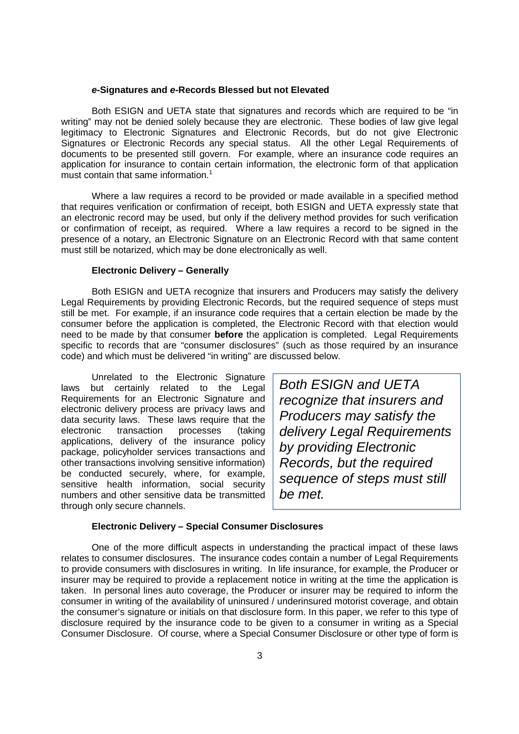### *e*-Signatures and *e*-Records Blessed but not Elevated

Both ESIGN and UETA state that signatures and records which are required to be "in writing" may not be denied solely because they are electronic. These bodies of law give legal legitimacy to Electronic Signatures and Electronic Records, but do not give Electronic Signatures or Electronic Records any special status. All the other Legal Requirements of documents to be presented still govern. For example, where an insurance code requires an application for insurance to contain certain information, the electronic form of that application must contain that same information.[1]

Where a law requires a record to be provided or made available in a specified method that requires verification or confirmation of receipt, both ESIGN and UETA expressly state that an electronic record may be used, but only if the delivery method provides for such verification or confirmation of receipt, as required. Where a law requires a record to be signed in the presence of a notary, an Electronic Signature on an Electronic Record with that same content must still be notarized, which may be done electronically as well.

### Electronic Delivery – Generally

Both ESIGN and UETA recognize that insurers and Producers may satisfy the delivery Legal Requirements by providing Electronic Records, but the required sequence of steps must still be met. For example, if an insurance code requires that a certain election be made by the consumer before the application is completed, the Electronic Record with that election would need to be made by that consumer **before** the application is completed. Legal Requirements specific to records that are "consumer disclosures" (such as those required by an insurance code) and which must be delivered "in writing" are discussed below.

Unrelated to the Electronic Signature laws but certainly related to the Legal Requirements for an Electronic Signature and electronic delivery process are privacy laws and data security laws. These laws require that the electronic transaction processes (taking applications, delivery of the insurance policy package, policyholder services transactions and other transactions involving sensitive information) be conducted securely, where, for example, sensitive health information, social security numbers and other sensitive data be transmitted through only secure channels.

> *Both ESIGN and UETA recognize that insurers and Producers may satisfy the delivery Legal Requirements by providing Electronic Records, but the required sequence of steps must still be met.*

### Electronic Delivery – Special Consumer Disclosures

One of the more difficult aspects in understanding the practical impact of these laws relates to consumer disclosures. The insurance codes contain a number of Legal Requirements to provide consumers with disclosures in writing. In life insurance, for example, the Producer or insurer may be required to provide a replacement notice in writing at the time the application is taken. In personal lines auto coverage, the Producer or insurer may be required to inform the consumer in writing of the availability of uninsured / underinsured motorist coverage, and obtain the consumer's signature or initials on that disclosure form. In this paper, we refer to this type of disclosure required by the insurance code to be given to a consumer in writing as a Special Consumer Disclosure. Of course, where a Special Consumer Disclosure or other type of form is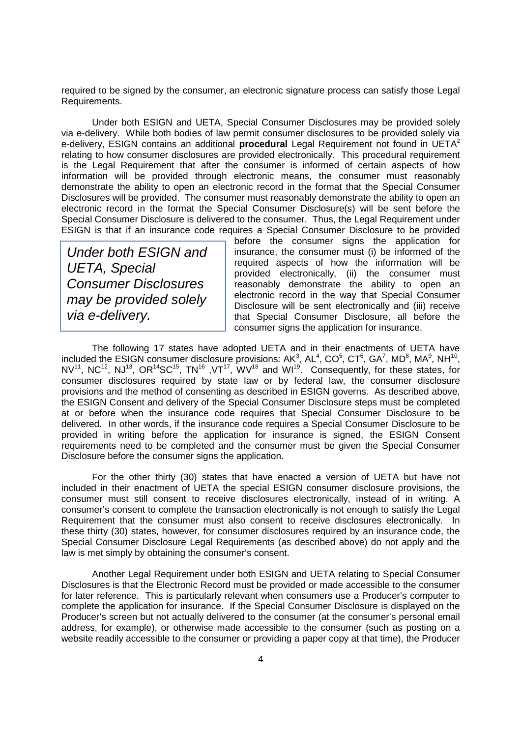required to be signed by the consumer, an electronic signature process can satisfy those Legal Requirements.

Under both ESIGN and UETA, Special Consumer Disclosures may be provided solely via e-delivery. While both bodies of law permit consumer disclosures to be provided solely via e-delivery, ESIGN contains an additional **procedural** Legal Requirement not found in UETA[2] relating to how consumer disclosures are provided electronically. This procedural requirement is the Legal Requirement that after the consumer is informed of certain aspects of how information will be provided through electronic means, the consumer must reasonably demonstrate the ability to open an electronic record in the format that the Special Consumer Disclosures will be provided. The consumer must reasonably demonstrate the ability to open an electronic record in the format the Special Consumer Disclosure(s) will be sent before the Special Consumer Disclosure is delivered to the consumer. Thus, the Legal Requirement under ESIGN is that if an insurance code requires a Special Consumer Disclosure to be provided before the consumer signs the application for insurance, the consumer must (i) be informed of the required aspects of how the information will be provided electronically, (ii) the consumer must reasonably demonstrate the ability to open an electronic record in the way that Special Consumer Disclosure will be sent electronically and (iii) receive that Special Consumer Disclosure, all before the consumer signs the application for insurance.

> *Under both ESIGN and UETA, Special Consumer Disclosures may be provided solely via e-delivery.*

The following 17 states have adopted UETA and in their enactments of UETA have included the ESIGN consumer disclosure provisions: AK[3], AL[4], CO[5], CT[6], GA[7], MD[8], MA[9], NH[10], NV[11], NC[12], NJ[13], OR[14]SC[15], TN[16] ,VT[17], WV[18] and WI[19]. Consequently, for these states, for consumer disclosures required by state law or by federal law, the consumer disclosure provisions and the method of consenting as described in ESIGN governs. As described above, the ESIGN Consent and delivery of the Special Consumer Disclosure steps must be completed at or before when the insurance code requires that Special Consumer Disclosure to be delivered. In other words, if the insurance code requires a Special Consumer Disclosure to be provided in writing before the application for insurance is signed, the ESIGN Consent requirements need to be completed and the consumer must be given the Special Consumer Disclosure before the consumer signs the application.

For the other thirty (30) states that have enacted a version of UETA but have not included in their enactment of UETA the special ESIGN consumer disclosure provisions, the consumer must still consent to receive disclosures electronically, instead of in writing. A consumer's consent to complete the transaction electronically is not enough to satisfy the Legal Requirement that the consumer must also consent to receive disclosures electronically. In these thirty (30) states, however, for consumer disclosures required by an insurance code, the Special Consumer Disclosure Legal Requirements (as described above) do not apply and the law is met simply by obtaining the consumer's consent.

Another Legal Requirement under both ESIGN and UETA relating to Special Consumer Disclosures is that the Electronic Record must be provided or made accessible to the consumer for later reference. This is particularly relevant when consumers use a Producer's computer to complete the application for insurance. If the Special Consumer Disclosure is displayed on the Producer's screen but not actually delivered to the consumer (at the consumer's personal email address, for example), or otherwise made accessible to the consumer (such as posting on a website readily accessible to the consumer or providing a paper copy at that time), the Producer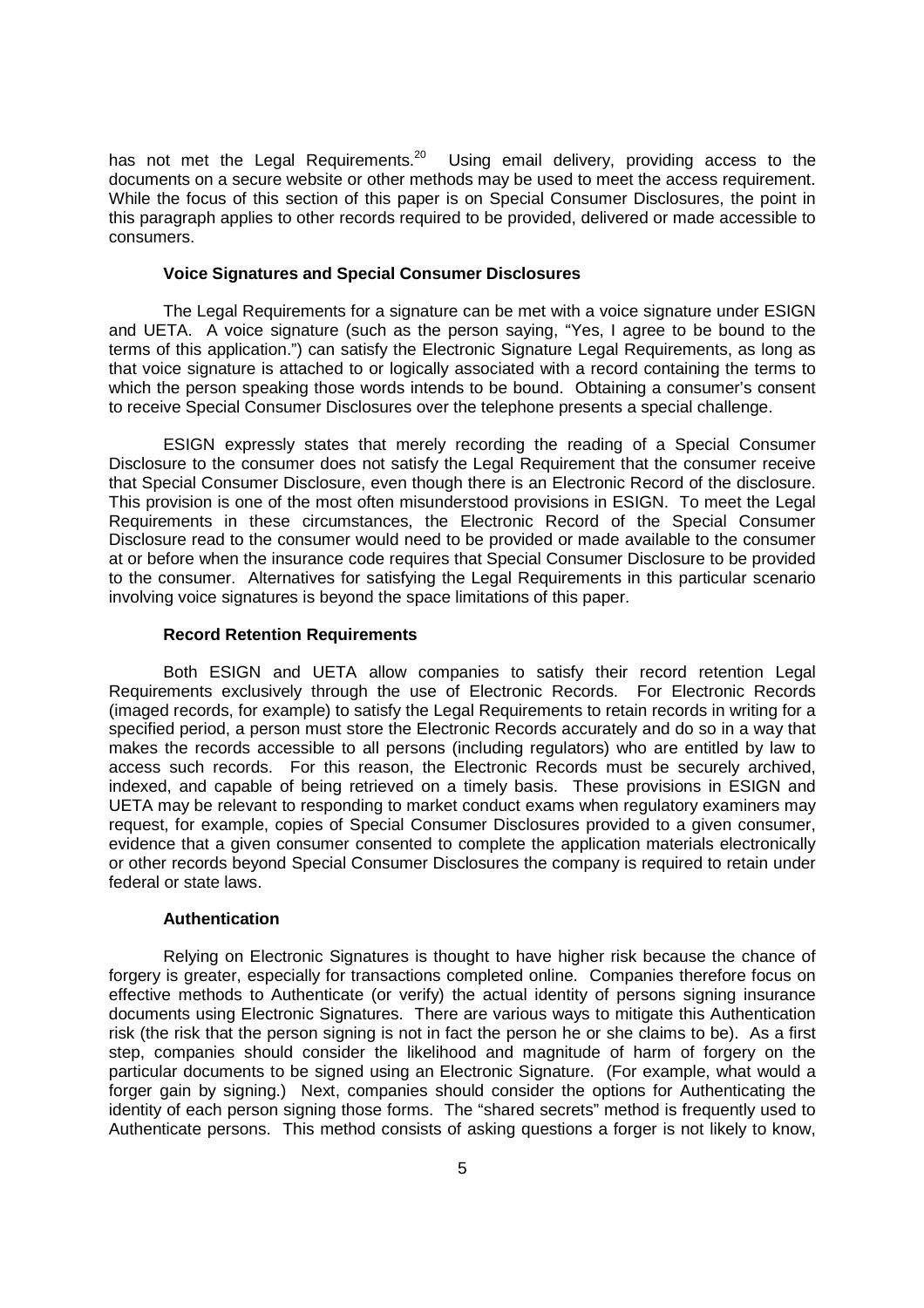has not met the Legal Requirements.[20] Using email delivery, providing access to the documents on a secure website or other methods may be used to meet the access requirement. While the focus of this section of this paper is on Special Consumer Disclosures, the point in this paragraph applies to other records required to be provided, delivered or made accessible to consumers.

**Voice Signatures and Special Consumer Disclosures**

The Legal Requirements for a signature can be met with a voice signature under ESIGN and UETA. A voice signature (such as the person saying, "Yes, I agree to be bound to the terms of this application.") can satisfy the Electronic Signature Legal Requirements, as long as that voice signature is attached to or logically associated with a record containing the terms to which the person speaking those words intends to be bound. Obtaining a consumer's consent to receive Special Consumer Disclosures over the telephone presents a special challenge.

ESIGN expressly states that merely recording the reading of a Special Consumer Disclosure to the consumer does not satisfy the Legal Requirement that the consumer receive that Special Consumer Disclosure, even though there is an Electronic Record of the disclosure. This provision is one of the most often misunderstood provisions in ESIGN. To meet the Legal Requirements in these circumstances, the Electronic Record of the Special Consumer Disclosure read to the consumer would need to be provided or made available to the consumer at or before when the insurance code requires that Special Consumer Disclosure to be provided to the consumer. Alternatives for satisfying the Legal Requirements in this particular scenario involving voice signatures is beyond the space limitations of this paper.

**Record Retention Requirements**

Both ESIGN and UETA allow companies to satisfy their record retention Legal Requirements exclusively through the use of Electronic Records. For Electronic Records (imaged records, for example) to satisfy the Legal Requirements to retain records in writing for a specified period, a person must store the Electronic Records accurately and do so in a way that makes the records accessible to all persons (including regulators) who are entitled by law to access such records. For this reason, the Electronic Records must be securely archived, indexed, and capable of being retrieved on a timely basis. These provisions in ESIGN and UETA may be relevant to responding to market conduct exams when regulatory examiners may request, for example, copies of Special Consumer Disclosures provided to a given consumer, evidence that a given consumer consented to complete the application materials electronically or other records beyond Special Consumer Disclosures the company is required to retain under federal or state laws.

**Authentication**

Relying on Electronic Signatures is thought to have higher risk because the chance of forgery is greater, especially for transactions completed online. Companies therefore focus on effective methods to Authenticate (or verify) the actual identity of persons signing insurance documents using Electronic Signatures. There are various ways to mitigate this Authentication risk (the risk that the person signing is not in fact the person he or she claims to be). As a first step, companies should consider the likelihood and magnitude of harm of forgery on the particular documents to be signed using an Electronic Signature. (For example, what would a forger gain by signing.) Next, companies should consider the options for Authenticating the identity of each person signing those forms. The "shared secrets" method is frequently used to Authenticate persons. This method consists of asking questions a forger is not likely to know,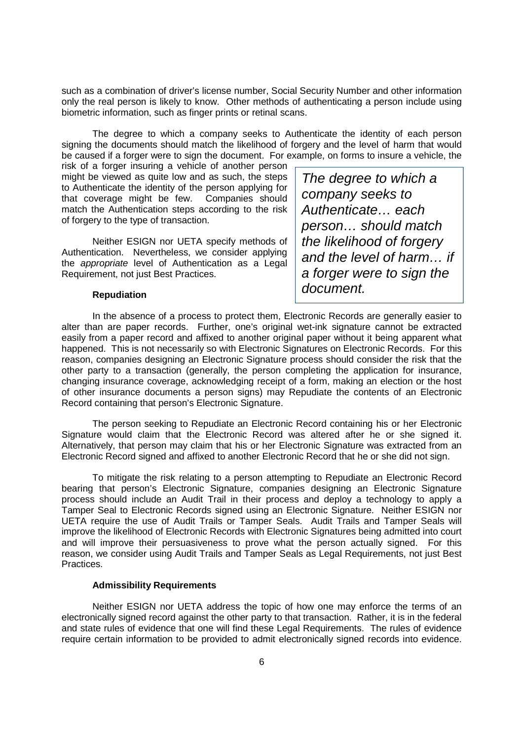such as a combination of driver's license number, Social Security Number and other information only the real person is likely to know. Other methods of authenticating a person include using biometric information, such as finger prints or retinal scans.

The degree to which a company seeks to Authenticate the identity of each person signing the documents should match the likelihood of forgery and the level of harm that would be caused if a forger were to sign the document. For example, on forms to insure a vehicle, the risk of a forger insuring a vehicle of another person might be viewed as quite low and as such, the steps to Authenticate the identity of the person applying for that coverage might be few. Companies should match the Authentication steps according to the risk of forgery to the type of transaction.

> *The degree to which a company seeks to Authenticate… each person… should match the likelihood of forgery and the level of harm… if a forger were to sign the document.*

Neither ESIGN nor UETA specify methods of Authentication. Nevertheless, we consider applying the *appropriate* level of Authentication as a Legal Requirement, not just Best Practices.

**Repudiation**

In the absence of a process to protect them, Electronic Records are generally easier to alter than are paper records. Further, one's original wet-ink signature cannot be extracted easily from a paper record and affixed to another original paper without it being apparent what happened. This is not necessarily so with Electronic Signatures on Electronic Records. For this reason, companies designing an Electronic Signature process should consider the risk that the other party to a transaction (generally, the person completing the application for insurance, changing insurance coverage, acknowledging receipt of a form, making an election or the host of other insurance documents a person signs) may Repudiate the contents of an Electronic Record containing that person's Electronic Signature.

The person seeking to Repudiate an Electronic Record containing his or her Electronic Signature would claim that the Electronic Record was altered after he or she signed it. Alternatively, that person may claim that his or her Electronic Signature was extracted from an Electronic Record signed and affixed to another Electronic Record that he or she did not sign.

To mitigate the risk relating to a person attempting to Repudiate an Electronic Record bearing that person's Electronic Signature, companies designing an Electronic Signature process should include an Audit Trail in their process and deploy a technology to apply a Tamper Seal to Electronic Records signed using an Electronic Signature. Neither ESIGN nor UETA require the use of Audit Trails or Tamper Seals. Audit Trails and Tamper Seals will improve the likelihood of Electronic Records with Electronic Signatures being admitted into court and will improve their persuasiveness to prove what the person actually signed. For this reason, we consider using Audit Trails and Tamper Seals as Legal Requirements, not just Best Practices.

**Admissibility Requirements**

Neither ESIGN nor UETA address the topic of how one may enforce the terms of an electronically signed record against the other party to that transaction. Rather, it is in the federal and state rules of evidence that one will find these Legal Requirements. The rules of evidence require certain information to be provided to admit electronically signed records into evidence.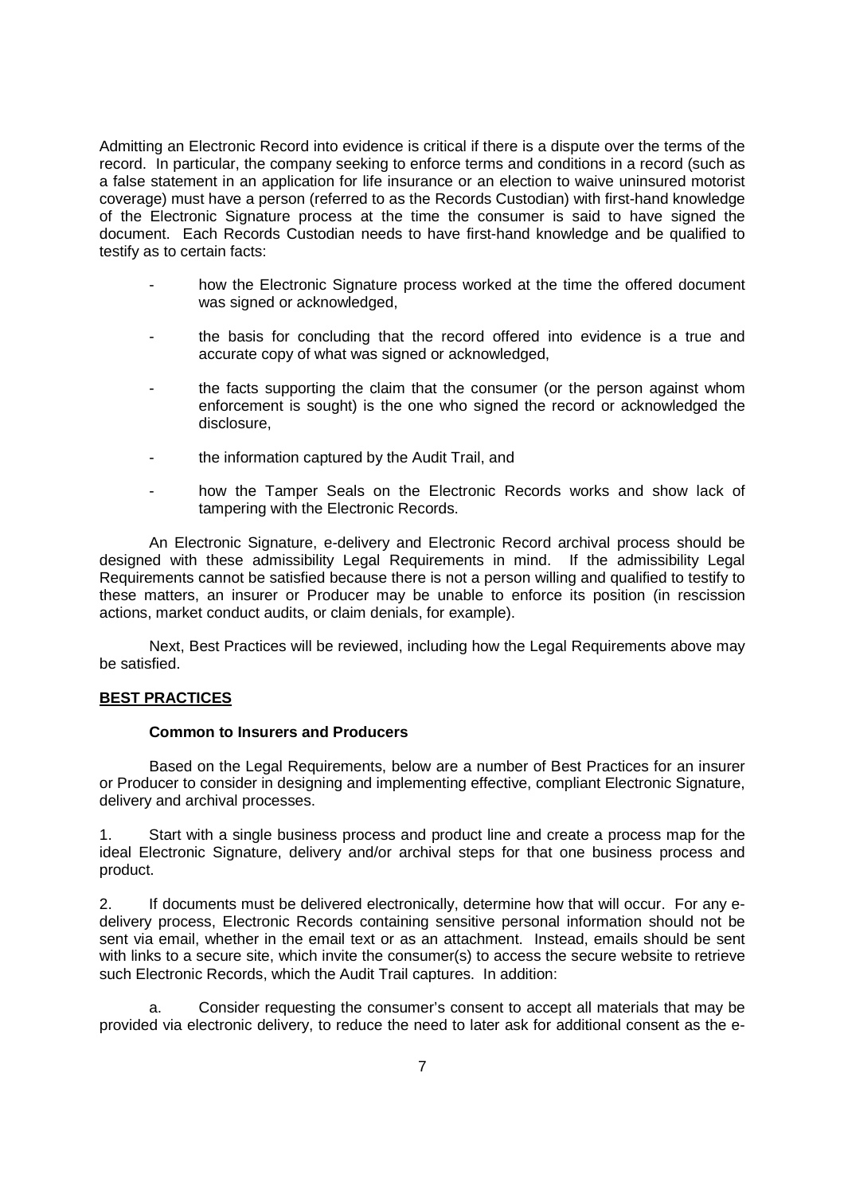Admitting an Electronic Record into evidence is critical if there is a dispute over the terms of the record. In particular, the company seeking to enforce terms and conditions in a record (such as a false statement in an application for life insurance or an election to waive uninsured motorist coverage) must have a person (referred to as the Records Custodian) with first-hand knowledge of the Electronic Signature process at the time the consumer is said to have signed the document. Each Records Custodian needs to have first-hand knowledge and be qualified to testify as to certain facts:

- how the Electronic Signature process worked at the time the offered document was signed or acknowledged,
- the basis for concluding that the record offered into evidence is a true and accurate copy of what was signed or acknowledged,
- the facts supporting the claim that the consumer (or the person against whom enforcement is sought) is the one who signed the record or acknowledged the disclosure,
- the information captured by the Audit Trail, and
- how the Tamper Seals on the Electronic Records works and show lack of tampering with the Electronic Records.

An Electronic Signature, e-delivery and Electronic Record archival process should be designed with these admissibility Legal Requirements in mind. If the admissibility Legal Requirements cannot be satisfied because there is not a person willing and qualified to testify to these matters, an insurer or Producer may be unable to enforce its position (in rescission actions, market conduct audits, or claim denials, for example).

Next, Best Practices will be reviewed, including how the Legal Requirements above may be satisfied.

## BEST PRACTICES

### Common to Insurers and Producers

Based on the Legal Requirements, below are a number of Best Practices for an insurer or Producer to consider in designing and implementing effective, compliant Electronic Signature, delivery and archival processes.

1. Start with a single business process and product line and create a process map for the ideal Electronic Signature, delivery and/or archival steps for that one business process and product.

2. If documents must be delivered electronically, determine how that will occur. For any e-delivery process, Electronic Records containing sensitive personal information should not be sent via email, whether in the email text or as an attachment. Instead, emails should be sent with links to a secure site, which invite the consumer(s) to access the secure website to retrieve such Electronic Records, which the Audit Trail captures. In addition:

    a. Consider requesting the consumer's consent to accept all materials that may be provided via electronic delivery, to reduce the need to later ask for additional consent as the e-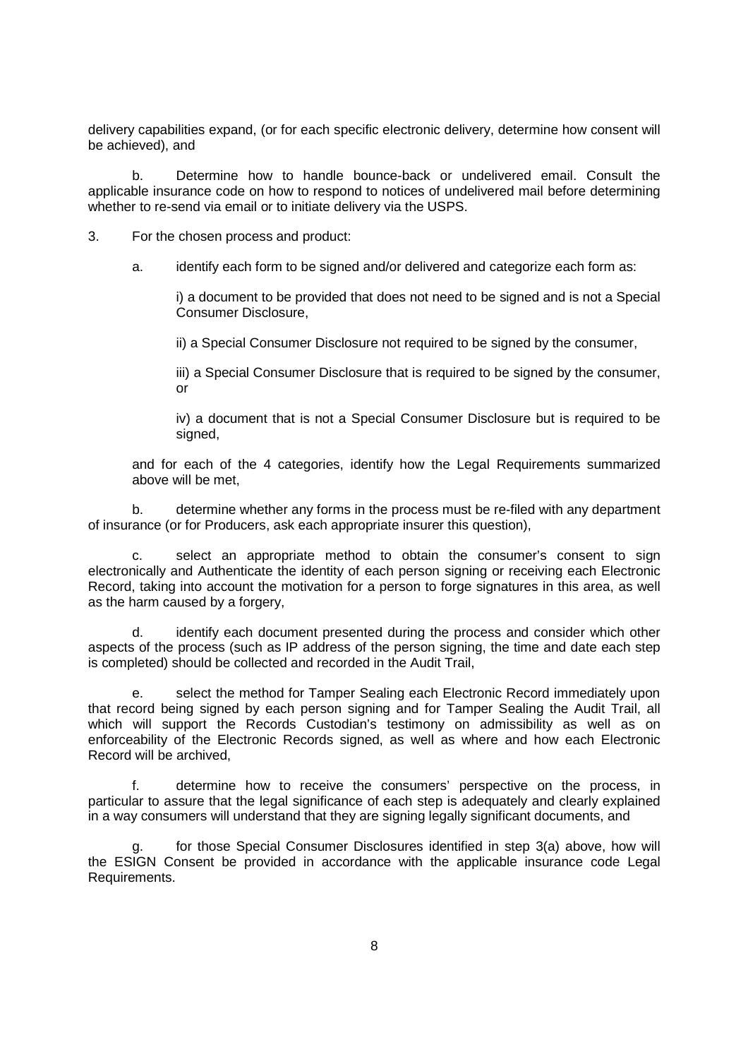delivery capabilities expand, (or for each specific electronic delivery, determine how consent will be achieved), and

b. Determine how to handle bounce-back or undelivered email. Consult the applicable insurance code on how to respond to notices of undelivered mail before determining whether to re-send via email or to initiate delivery via the USPS.

3. For the chosen process and product:

   a. identify each form to be signed and/or delivered and categorize each form as:

      i) a document to be provided that does not need to be signed and is not a Special Consumer Disclosure,

      ii) a Special Consumer Disclosure not required to be signed by the consumer,

      iii) a Special Consumer Disclosure that is required to be signed by the consumer, or

      iv) a document that is not a Special Consumer Disclosure but is required to be signed,

   and for each of the 4 categories, identify how the Legal Requirements summarized above will be met,

   b. determine whether any forms in the process must be re-filed with any department of insurance (or for Producers, ask each appropriate insurer this question),

   c. select an appropriate method to obtain the consumer's consent to sign electronically and Authenticate the identity of each person signing or receiving each Electronic Record, taking into account the motivation for a person to forge signatures in this area, as well as the harm caused by a forgery,

   d. identify each document presented during the process and consider which other aspects of the process (such as IP address of the person signing, the time and date each step is completed) should be collected and recorded in the Audit Trail,

   e. select the method for Tamper Sealing each Electronic Record immediately upon that record being signed by each person signing and for Tamper Sealing the Audit Trail, all which will support the Records Custodian's testimony on admissibility as well as on enforceability of the Electronic Records signed, as well as where and how each Electronic Record will be archived,

   f. determine how to receive the consumers' perspective on the process, in particular to assure that the legal significance of each step is adequately and clearly explained in a way consumers will understand that they are signing legally significant documents, and

   g. for those Special Consumer Disclosures identified in step 3(a) above, how will the ESIGN Consent be provided in accordance with the applicable insurance code Legal Requirements.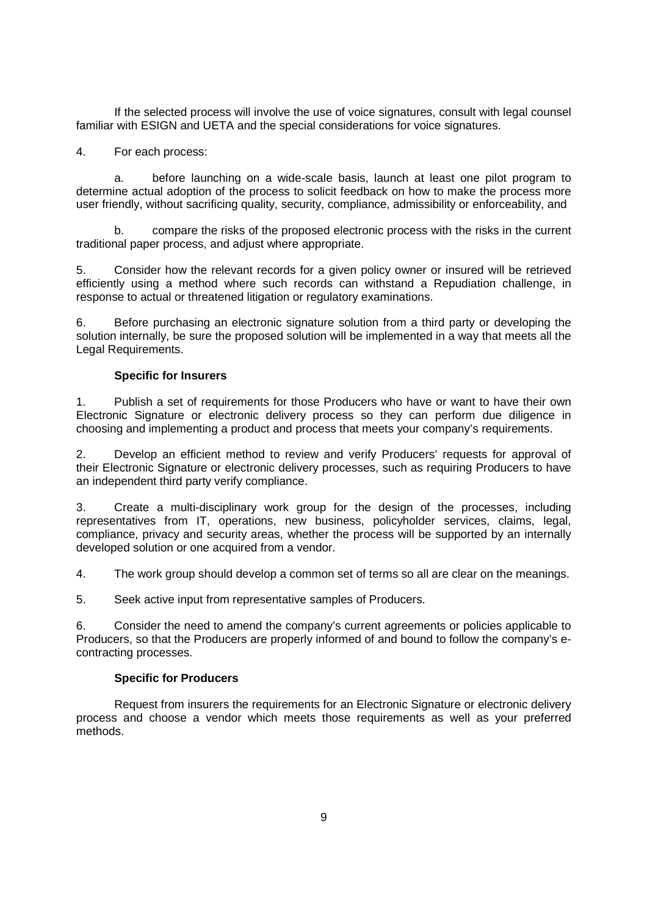If the selected process will involve the use of voice signatures, consult with legal counsel familiar with ESIGN and UETA and the special considerations for voice signatures.

4. For each process:

   a. before launching on a wide-scale basis, launch at least one pilot program to determine actual adoption of the process to solicit feedback on how to make the process more user friendly, without sacrificing quality, security, compliance, admissibility or enforceability, and

   b. compare the risks of the proposed electronic process with the risks in the current traditional paper process, and adjust where appropriate.

5. Consider how the relevant records for a given policy owner or insured will be retrieved efficiently using a method where such records can withstand a Repudiation challenge, in response to actual or threatened litigation or regulatory examinations.

6. Before purchasing an electronic signature solution from a third party or developing the solution internally, be sure the proposed solution will be implemented in a way that meets all the Legal Requirements.

**Specific for Insurers**

1. Publish a set of requirements for those Producers who have or want to have their own Electronic Signature or electronic delivery process so they can perform due diligence in choosing and implementing a product and process that meets your company's requirements.

2. Develop an efficient method to review and verify Producers' requests for approval of their Electronic Signature or electronic delivery processes, such as requiring Producers to have an independent third party verify compliance.

3. Create a multi-disciplinary work group for the design of the processes, including representatives from IT, operations, new business, policyholder services, claims, legal, compliance, privacy and security areas, whether the process will be supported by an internally developed solution or one acquired from a vendor.

4. The work group should develop a common set of terms so all are clear on the meanings.

5. Seek active input from representative samples of Producers.

6. Consider the need to amend the company's current agreements or policies applicable to Producers, so that the Producers are properly informed of and bound to follow the company's e-contracting processes.

**Specific for Producers**

Request from insurers the requirements for an Electronic Signature or electronic delivery process and choose a vendor which meets those requirements as well as your preferred methods.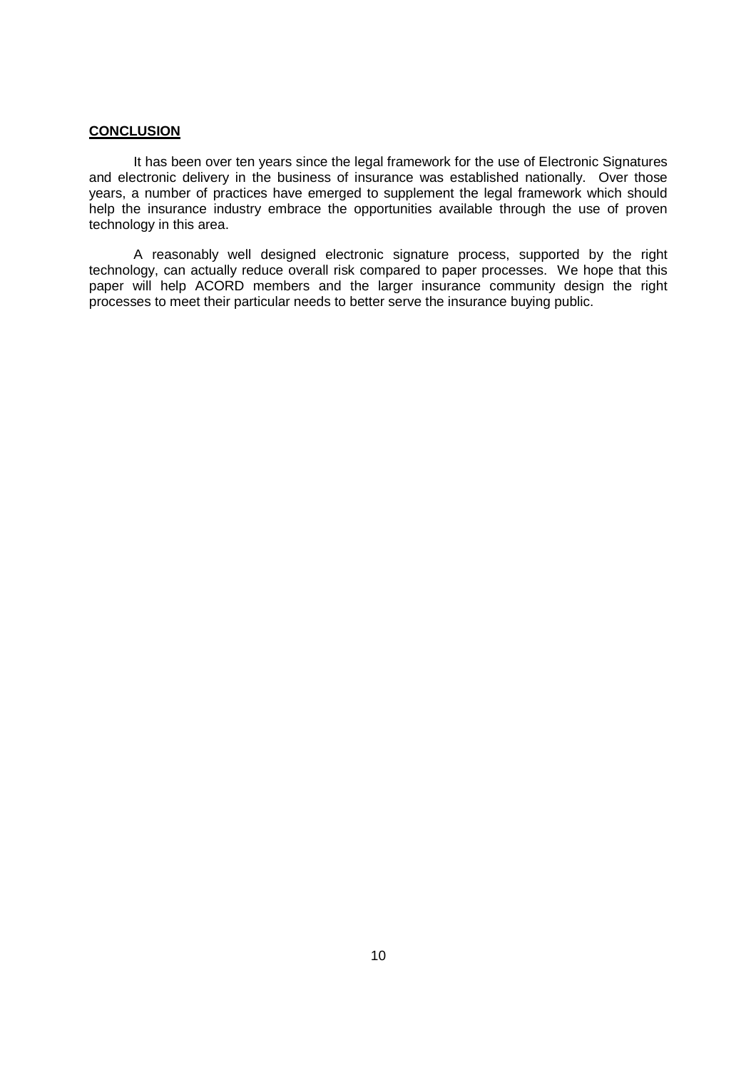## **CONCLUSION**

It has been over ten years since the legal framework for the use of Electronic Signatures and electronic delivery in the business of insurance was established nationally. Over those years, a number of practices have emerged to supplement the legal framework which should help the insurance industry embrace the opportunities available through the use of proven technology in this area.

A reasonably well designed electronic signature process, supported by the right technology, can actually reduce overall risk compared to paper processes. We hope that this paper will help ACORD members and the larger insurance community design the right processes to meet their particular needs to better serve the insurance buying public.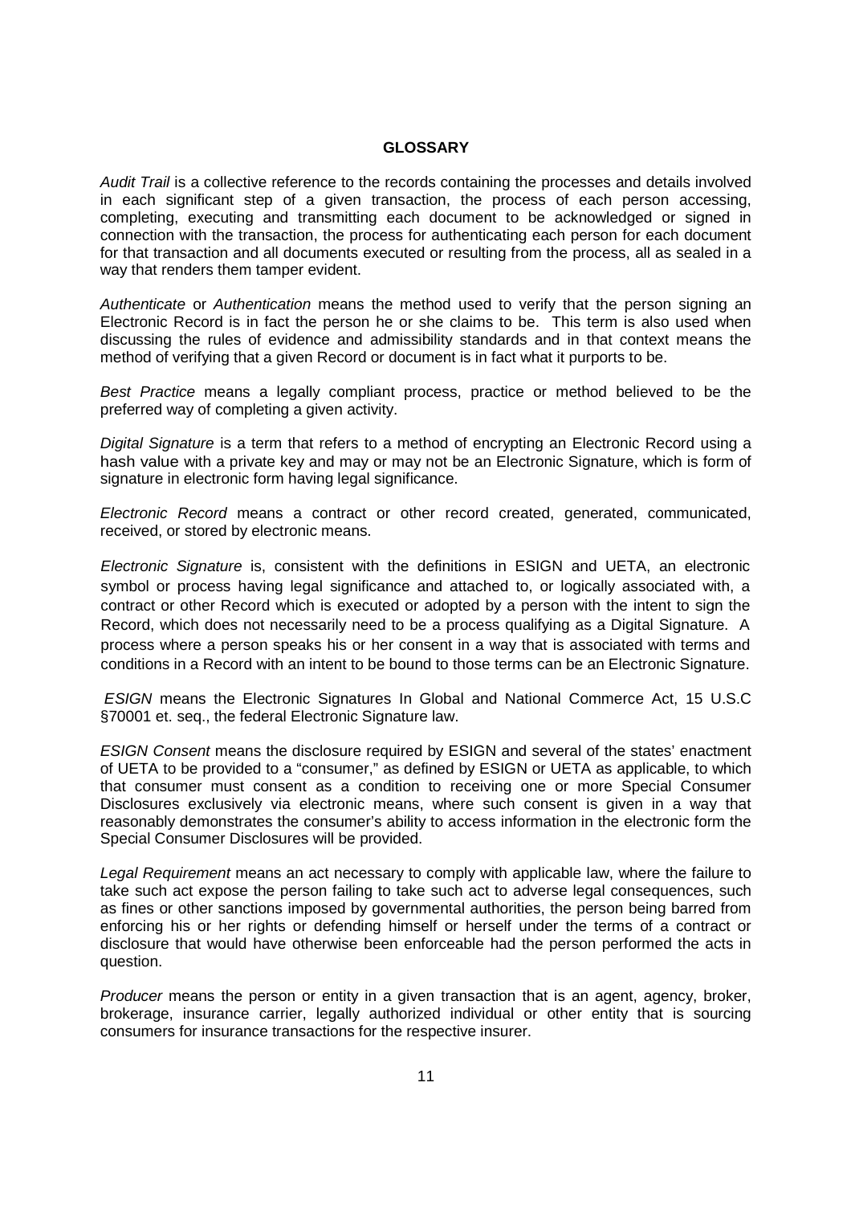# GLOSSARY

*Audit Trail* is a collective reference to the records containing the processes and details involved in each significant step of a given transaction, the process of each person accessing, completing, executing and transmitting each document to be acknowledged or signed in connection with the transaction, the process for authenticating each person for each document for that transaction and all documents executed or resulting from the process, all as sealed in a way that renders them tamper evident.

*Authenticate* or *Authentication* means the method used to verify that the person signing an Electronic Record is in fact the person he or she claims to be. This term is also used when discussing the rules of evidence and admissibility standards and in that context means the method of verifying that a given Record or document is in fact what it purports to be.

*Best Practice* means a legally compliant process, practice or method believed to be the preferred way of completing a given activity.

*Digital Signature* is a term that refers to a method of encrypting an Electronic Record using a hash value with a private key and may or may not be an Electronic Signature, which is form of signature in electronic form having legal significance.

*Electronic Record* means a contract or other record created, generated, communicated, received, or stored by electronic means.

*Electronic Signature* is, consistent with the definitions in ESIGN and UETA, an electronic symbol or process having legal significance and attached to, or logically associated with, a contract or other Record which is executed or adopted by a person with the intent to sign the Record, which does not necessarily need to be a process qualifying as a Digital Signature. A process where a person speaks his or her consent in a way that is associated with terms and conditions in a Record with an intent to be bound to those terms can be an Electronic Signature.

*ESIGN* means the Electronic Signatures In Global and National Commerce Act, 15 U.S.C §70001 et. seq., the federal Electronic Signature law.

*ESIGN Consent* means the disclosure required by ESIGN and several of the states' enactment of UETA to be provided to a "consumer," as defined by ESIGN or UETA as applicable, to which that consumer must consent as a condition to receiving one or more Special Consumer Disclosures exclusively via electronic means, where such consent is given in a way that reasonably demonstrates the consumer's ability to access information in the electronic form the Special Consumer Disclosures will be provided.

*Legal Requirement* means an act necessary to comply with applicable law, where the failure to take such act expose the person failing to take such act to adverse legal consequences, such as fines or other sanctions imposed by governmental authorities, the person being barred from enforcing his or her rights or defending himself or herself under the terms of a contract or disclosure that would have otherwise been enforceable had the person performed the acts in question.

*Producer* means the person or entity in a given transaction that is an agent, agency, broker, brokerage, insurance carrier, legally authorized individual or other entity that is sourcing consumers for insurance transactions for the respective insurer.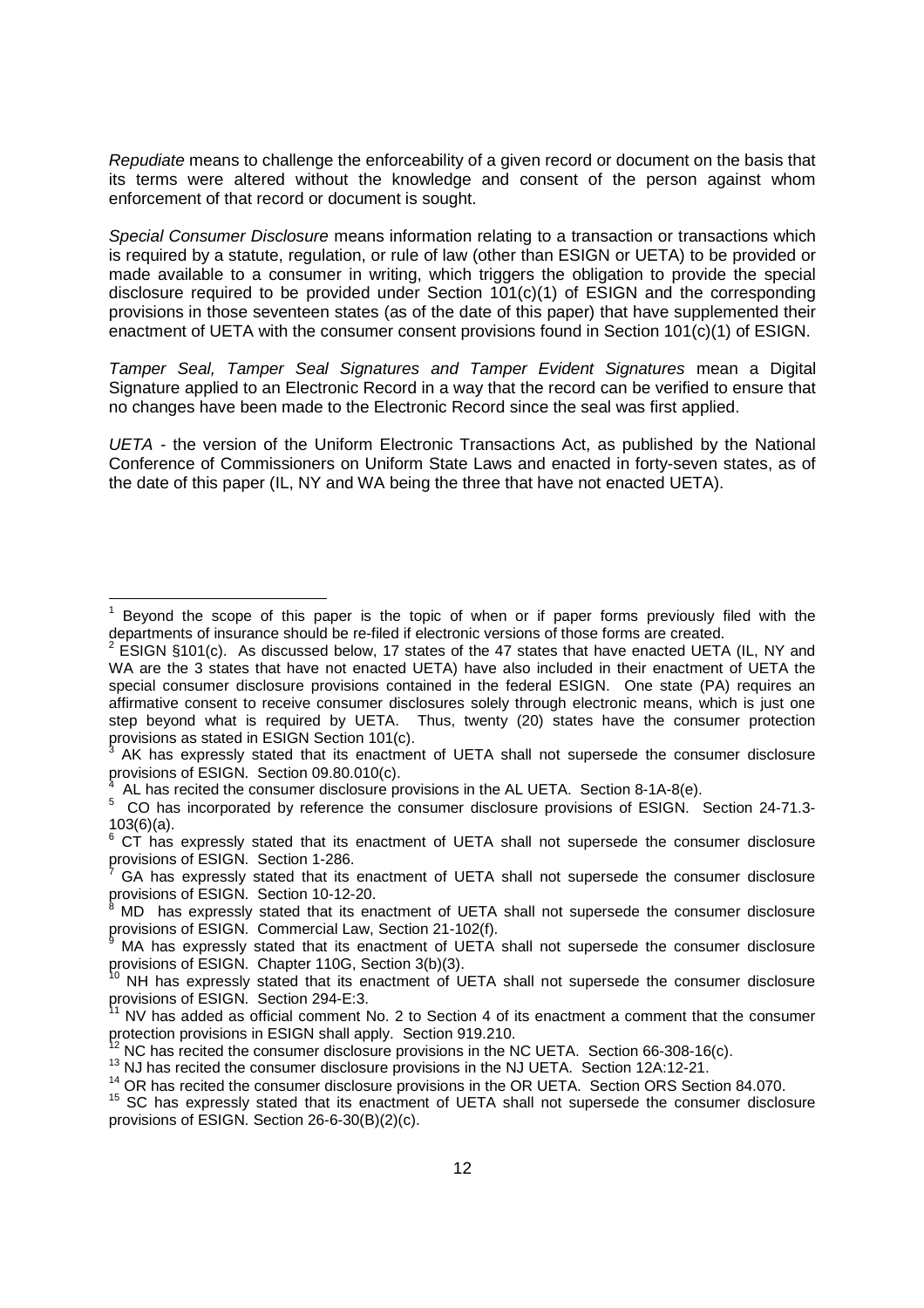*Repudiate* means to challenge the enforceability of a given record or document on the basis that its terms were altered without the knowledge and consent of the person against whom enforcement of that record or document is sought.

*Special Consumer Disclosure* means information relating to a transaction or transactions which is required by a statute, regulation, or rule of law (other than ESIGN or UETA) to be provided or made available to a consumer in writing, which triggers the obligation to provide the special disclosure required to be provided under Section 101(c)(1) of ESIGN and the corresponding provisions in those seventeen states (as of the date of this paper) that have supplemented their enactment of UETA with the consumer consent provisions found in Section 101(c)(1) of ESIGN.

*Tamper Seal, Tamper Seal Signatures and Tamper Evident Signatures* mean a Digital Signature applied to an Electronic Record in a way that the record can be verified to ensure that no changes have been made to the Electronic Record since the seal was first applied.

*UETA* - the version of the Uniform Electronic Transactions Act, as published by the National Conference of Commissioners on Uniform State Laws and enacted in forty-seven states, as of the date of this paper (IL, NY and WA being the three that have not enacted UETA).

---

[1] Beyond the scope of this paper is the topic of when or if paper forms previously filed with the departments of insurance should be re-filed if electronic versions of those forms are created.

[2] ESIGN §101(c). As discussed below, 17 states of the 47 states that have enacted UETA (IL, NY and WA are the 3 states that have not enacted UETA) have also included in their enactment of UETA the special consumer disclosure provisions contained in the federal ESIGN. One state (PA) requires an affirmative consent to receive consumer disclosures solely through electronic means, which is just one step beyond what is required by UETA. Thus, twenty (20) states have the consumer protection provisions as stated in ESIGN Section 101(c).

[3] AK has expressly stated that its enactment of UETA shall not supersede the consumer disclosure provisions of ESIGN. Section 09.80.010(c).

[4] AL has recited the consumer disclosure provisions in the AL UETA. Section 8-1A-8(e).

[5] CO has incorporated by reference the consumer disclosure provisions of ESIGN. Section 24-71.3-103(6)(a).

[6] CT has expressly stated that its enactment of UETA shall not supersede the consumer disclosure provisions of ESIGN. Section 1-286.

[7] GA has expressly stated that its enactment of UETA shall not supersede the consumer disclosure provisions of ESIGN. Section 10-12-20.

[8] MD has expressly stated that its enactment of UETA shall not supersede the consumer disclosure provisions of ESIGN. Commercial Law, Section 21-102(f).

[9] MA has expressly stated that its enactment of UETA shall not supersede the consumer disclosure provisions of ESIGN. Chapter 110G, Section 3(b)(3).

[10] NH has expressly stated that its enactment of UETA shall not supersede the consumer disclosure provisions of ESIGN. Section 294-E:3.

[11] NV has added as official comment No. 2 to Section 4 of its enactment a comment that the consumer protection provisions in ESIGN shall apply. Section 919.210.

[12] NC has recited the consumer disclosure provisions in the NC UETA. Section 66-308-16(c).

[13] NJ has recited the consumer disclosure provisions in the NJ UETA. Section 12A:12-21.

[14] OR has recited the consumer disclosure provisions in the OR UETA. Section ORS Section 84.070.

[15] SC has expressly stated that its enactment of UETA shall not supersede the consumer disclosure provisions of ESIGN. Section 26-6-30(B)(2)(c).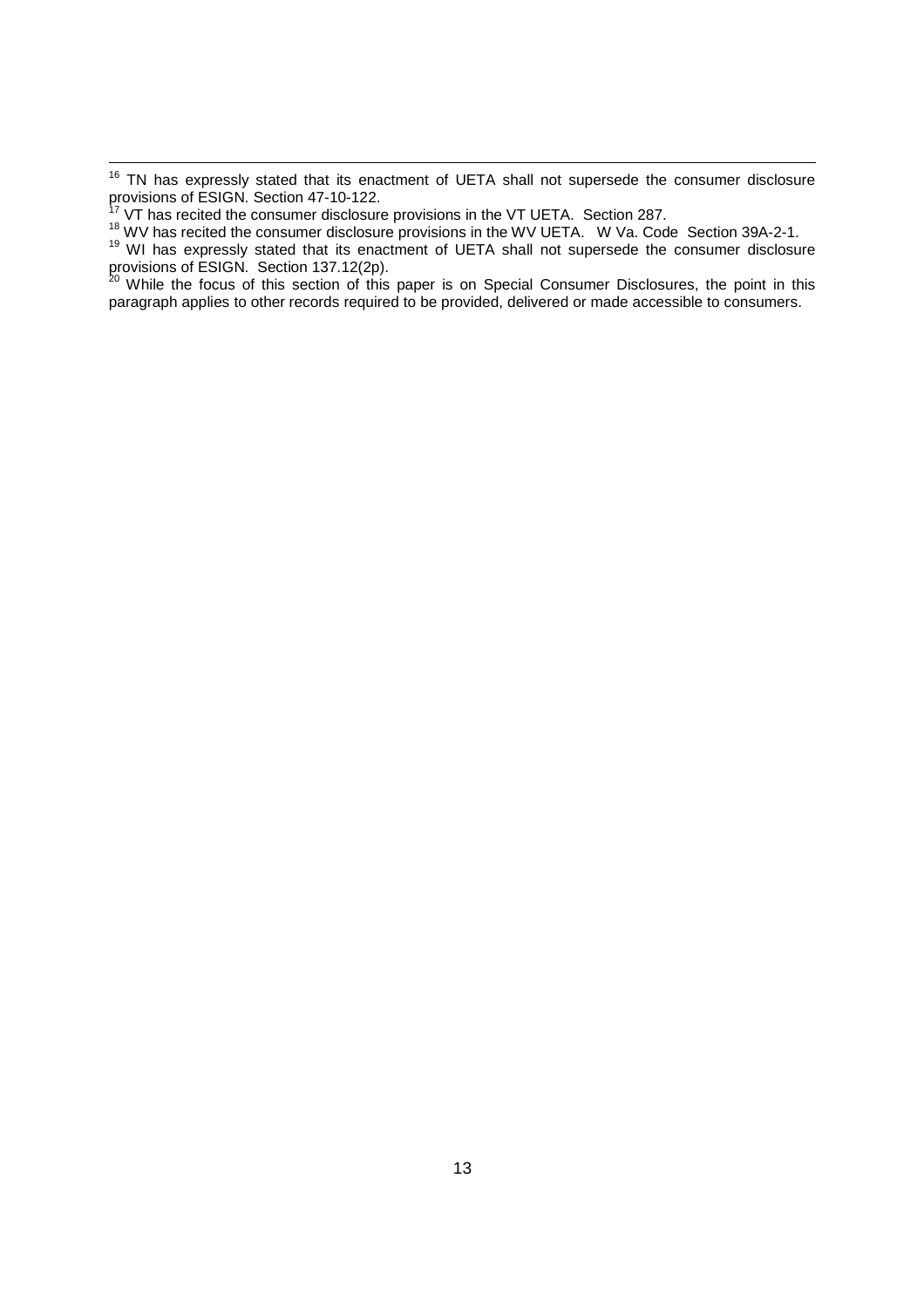[16] TN has expressly stated that its enactment of UETA shall not supersede the consumer disclosure provisions of ESIGN. Section 47-10-122.

[17] VT has recited the consumer disclosure provisions in the VT UETA. Section 287.

[18] WV has recited the consumer disclosure provisions in the WV UETA. W Va. Code Section 39A-2-1.

[19] WI has expressly stated that its enactment of UETA shall not supersede the consumer disclosure provisions of ESIGN. Section 137.12(2p).

[20] While the focus of this section of this paper is on Special Consumer Disclosures, the point in this paragraph applies to other records required to be provided, delivered or made accessible to consumers.